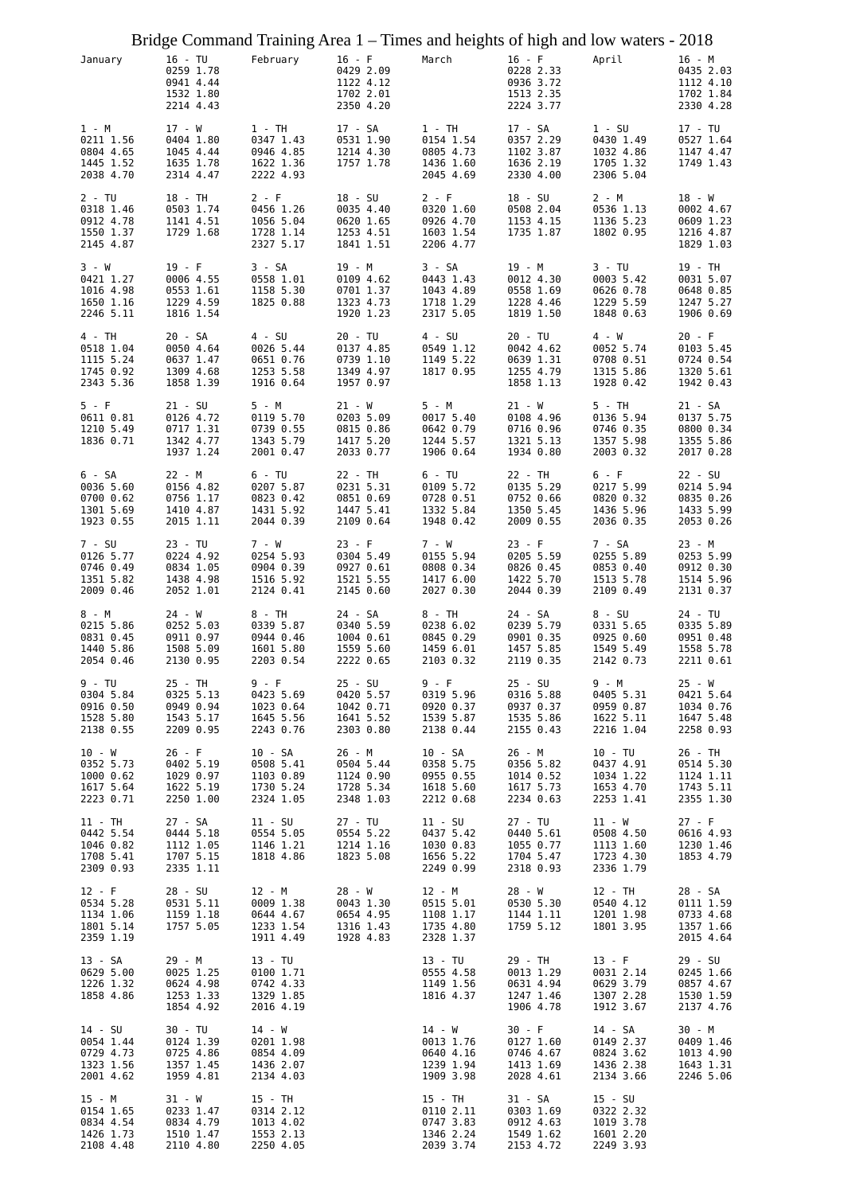# Bridge Command Training Area 1 – Times and heights of high and low waters - 2018

| January | 16 - TU<br>0259 1.78<br>0941 4.44<br>1532 1.80<br>2214 4.43 | February | 16 - F<br>0429 2.09<br>1122 4.12<br>1702 2.01<br>2350 4.20 | March | 16 - F<br>0228 2.33<br>0936 3.72<br>1513 2.35<br>2224 3.77 | April | 16 - M<br>0435 2.03<br>1112 4.10<br>1702 1.84<br>2330 4.28 |
|---|---|---|---|---|---|---|---|
| 1 - M<br>0211 1.56<br>0804 4.65<br>1445 1.52<br>2038 4.70 | 17 - W<br>0404 1.80<br>1045 4.44<br>1635 1.78<br>2314 4.47 | 1 - TH<br>0347 1.43<br>0946 4.85<br>1622 1.36<br>2222 4.93 | 17 - SA<br>0531 1.90<br>1214 4.30<br>1757 1.78 | 1 - TH<br>0154 1.54<br>0805 4.73<br>1436 1.60<br>2045 4.69 | 17 - SA<br>0357 2.29<br>1102 3.87<br>1636 2.19<br>2330 4.00 | 1 - SU<br>0430 1.49<br>1032 4.86<br>1705 1.32<br>2306 5.04 | 17 - TU<br>0527 1.64<br>1147 4.47<br>1749 1.43 |
| 2 - TU<br>0318 1.46<br>0912 4.78<br>1550 1.37<br>2145 4.87 | 18 - TH<br>0503 1.74<br>1141 4.51<br>1729 1.68 | 2 - F<br>0456 1.26<br>1056 5.04<br>1728 1.14<br>2327 5.17 | 18 - SU<br>0035 4.40<br>0620 1.65<br>1253 4.51<br>1841 1.51 | 2 - F<br>0320 1.60<br>0926 4.70<br>1603 1.54<br>2206 4.77 | 18 - SU<br>0508 2.04<br>1153 4.15<br>1735 1.87 | 2 - M<br>0536 1.13<br>1136 5.23<br>1802 0.95 | 18 - W<br>0002 4.67<br>0609 1.23<br>1216 4.87<br>1829 1.03 |
| 3 - W<br>0421 1.27<br>1016 4.98<br>1650 1.16<br>2246 5.11 | 19 - F<br>0006 4.55<br>0553 1.61<br>1229 4.59<br>1816 1.54 | 3 - SA<br>0558 1.01<br>1158 5.30<br>1825 0.88 | 19 - M<br>0109 4.62<br>0701 1.37<br>1323 4.73<br>1920 1.23 | 3 - SA<br>0443 1.43<br>1043 4.89<br>1718 1.29<br>2317 5.05 | 19 - M<br>0012 4.30<br>0558 1.69<br>1228 4.46<br>1819 1.50 | 3 - TU<br>0003 5.42<br>0626 0.78<br>1229 5.59<br>1848 0.63 | 19 - TH<br>0031 5.07<br>0648 0.85<br>1247 5.27<br>1906 0.69 |
| 4 - TH<br>0518 1.04<br>1115 5.24<br>1745 0.92<br>2343 5.36 | 20 - SA<br>0050 4.64<br>0637 1.47<br>1309 4.68<br>1858 1.39 | 4 - SU<br>0026 5.44<br>0651 0.76<br>1253 5.58<br>1916 0.64 | 20 - TU<br>0137 4.85<br>0739 1.10<br>1349 4.97<br>1957 0.97 | 4 - SU<br>0549 1.12<br>1149 5.22<br>1817 0.95 | 20 - TU<br>0042 4.62<br>0639 1.31<br>1255 4.79<br>1858 1.13 | 4 - W<br>0052 5.74<br>0708 0.51<br>1315 5.86<br>1928 0.42 | 20 - F<br>0103 5.45<br>0724 0.54<br>1320 5.61<br>1942 0.43 |
| 5 - F<br>0611 0.81<br>1210 5.49<br>1836 0.71 | 21 - SU<br>0126 4.72<br>0717 1.31<br>1342 4.77<br>1937 1.24 | 5 - M<br>0119 5.70<br>0739 0.55<br>1343 5.79<br>2001 0.47 | 21 - W<br>0203 5.09<br>0815 0.86<br>1417 5.20<br>2033 0.77 | 5 - M<br>0017 5.40<br>0642 0.79<br>1244 5.57<br>1906 0.64 | 21 - W<br>0108 4.96<br>0716 0.96<br>1321 5.13<br>1934 0.80 | 5 - TH<br>0136 5.94<br>0746 0.35<br>1357 5.98<br>2003 0.32 | 21 - SA<br>0137 5.75<br>0800 0.34<br>1355 5.86<br>2017 0.28 |
| 6 - SA<br>0036 5.60<br>0700 0.62<br>1301 5.69<br>1923 0.55 | 22 - M<br>0156 4.82<br>0756 1.17<br>1410 4.87<br>2015 1.11 | 6 - TU<br>0207 5.87<br>0823 0.42<br>1431 5.92<br>2044 0.39 | 22 - TH<br>0231 5.31<br>0851 0.69<br>1447 5.41<br>2109 0.64 | 6 - TU<br>0109 5.72<br>0728 0.51<br>1332 5.84<br>1948 0.42 | 22 - TH<br>0135 5.29<br>0752 0.66<br>1350 5.45<br>2009 0.55 | 6 - F<br>0217 5.99<br>0820 0.32<br>1436 5.96<br>2036 0.35 | 22 - SU<br>0214 5.94<br>0835 0.26<br>1433 5.99<br>2053 0.26 |
| 7 - SU<br>0126 5.77<br>0746 0.49<br>1351 5.82<br>2009 0.46 | 23 - TU<br>0224 4.92<br>0834 1.05<br>1438 4.98<br>2052 1.01 | 7 - W<br>0254 5.93<br>0904 0.39<br>1516 5.92<br>2124 0.41 | 23 - F<br>0304 5.49<br>0927 0.61<br>1521 5.55<br>2145 0.60 | 7 - W<br>0155 5.94<br>0808 0.34<br>1417 6.00<br>2027 0.30 | 23 - F<br>0205 5.59<br>0826 0.45<br>1422 5.70<br>2044 0.39 | 7 - SA<br>0255 5.89<br>0853 0.40<br>1513 5.78<br>2109 0.49 | 23 - M<br>0253 5.99<br>0912 0.30<br>1514 5.96<br>2131 0.37 |
| 8 - M<br>0215 5.86<br>0831 0.45<br>1440 5.86<br>2054 0.46 | 24 - W<br>0252 5.03<br>0911 0.97<br>1508 5.09<br>2130 0.95 | 8 - TH<br>0339 5.87<br>0944 0.46<br>1601 5.80<br>2203 0.54 | 24 - SA<br>0340 5.59<br>1004 0.61<br>1559 5.60<br>2222 0.65 | 8 - TH<br>0238 6.02<br>0845 0.29<br>1459 6.01<br>2103 0.32 | 24 - SA<br>0239 5.79<br>0901 0.35<br>1457 5.85<br>2119 0.35 | 8 - SU<br>0331 5.65<br>0925 0.60<br>1549 5.49<br>2142 0.73 | 24 - TU<br>0335 5.89<br>0951 0.48<br>1558 5.78<br>2211 0.61 |
| 9 - TU<br>0304 5.84<br>0916 0.50<br>1528 5.80<br>2138 0.55 | 25 - TH<br>0325 5.13<br>0949 0.94<br>1543 5.17<br>2209 0.95 | 9 - F<br>0423 5.69<br>1023 0.64<br>1645 5.56<br>2243 0.76 | 25 - SU<br>0420 5.57<br>1042 0.71<br>1641 5.52<br>2303 0.80 | 9 - F<br>0319 5.96<br>0920 0.37<br>1539 5.87<br>2138 0.44 | 25 - SU<br>0316 5.88<br>0937 0.37<br>1535 5.86<br>2155 0.43 | 9 - M<br>0405 5.31<br>0959 0.87<br>1622 5.11<br>2216 1.04 | 25 - W<br>0421 5.64<br>1034 0.76<br>1647 5.48<br>2258 0.93 |
| 10 - W<br>0352 5.73<br>1000 0.62<br>1617 5.64<br>2223 0.71 | 26 - F<br>0402 5.19<br>1029 0.97<br>1622 5.19<br>2250 1.00 | 10 - SA<br>0508 5.41<br>1103 0.89<br>1730 5.24<br>2324 1.05 | 26 - M<br>0504 5.44<br>1124 0.90<br>1728 5.34<br>2348 1.03 | 10 - SA<br>0358 5.75<br>0955 0.55<br>1618 5.60<br>2212 0.68 | 26 - M<br>0356 5.82<br>1014 0.52<br>1617 5.73<br>2234 0.63 | 10 - TU<br>0437 4.91<br>1034 1.22<br>1653 4.70<br>2253 1.41 | 26 - TH<br>0514 5.30<br>1124 1.11<br>1743 5.11<br>2355 1.30 |
| 11 - TH<br>0442 5.54<br>1046 0.82<br>1708 5.41<br>2309 0.93 | 27 - SA<br>0444 5.18<br>1112 1.05<br>1707 5.15<br>2335 1.11 | 11 - SU<br>0554 5.05<br>1146 1.21<br>1818 4.86 | 27 - TU<br>0554 5.22<br>1214 1.16<br>1823 5.08 | 11 - SU<br>0437 5.42<br>1030 0.83<br>1656 5.22<br>2249 0.99 | 27 - TU<br>0440 5.61<br>1055 0.77<br>1704 5.47<br>2318 0.93 | 11 - W<br>0508 4.50<br>1113 1.60<br>1723 4.30<br>2336 1.79 | 27 - F<br>0616 4.93<br>1230 1.46<br>1853 4.79 |
| 12 - F<br>0534 5.28<br>1134 1.06<br>1801 5.14<br>2359 1.19 | 28 - SU<br>0531 5.11<br>1159 1.18<br>1757 5.05 | 12 - M<br>0009 1.38<br>0644 4.67<br>1233 1.54<br>1911 4.49 | 28 - W<br>0043 1.30<br>0654 4.95<br>1316 1.43<br>1928 4.83 | 12 - M<br>0515 5.01<br>1108 1.17<br>1735 4.80<br>2328 1.37 | 28 - W<br>0530 5.30<br>1144 1.11<br>1759 5.12 | 12 - TH<br>0540 4.12<br>1201 1.98<br>1801 3.95 | 28 - SA<br>0111 1.59<br>0733 4.68<br>1357 1.66<br>2015 4.64 |
| 13 - SA<br>0629 5.00<br>1226 1.32<br>1858 4.86 | 29 - M<br>0025 1.25<br>0624 4.98<br>1253 1.33<br>1854 4.92 | 13 - TU<br>0100 1.71<br>0742 4.33<br>1329 1.85<br>2016 4.19 | | 13 - TU<br>0555 4.58<br>1149 1.56<br>1816 4.37 | 29 - TH<br>0013 1.29<br>0631 4.94<br>1247 1.46<br>1906 4.78 | 13 - F<br>0031 2.14<br>0629 3.79<br>1307 2.28<br>1912 3.67 | 29 - SU<br>0245 1.66<br>0857 4.67<br>1530 1.59<br>2137 4.76 |
| 14 - SU<br>0054 1.44<br>0729 4.73<br>1323 1.56<br>2001 4.62 | 30 - TU<br>0124 1.39<br>0725 4.86<br>1357 1.45<br>1959 4.81 | 14 - W<br>0201 1.98<br>0854 4.09<br>1436 2.07<br>2134 4.03 | | 14 - W<br>0013 1.76<br>0640 4.16<br>1239 1.94<br>1909 3.98 | 30 - F<br>0127 1.60<br>0746 4.67<br>1413 1.69<br>2028 4.61 | 14 - SA<br>0149 2.37<br>0824 3.62<br>1436 2.38<br>2134 3.66 | 30 - M<br>0409 1.46<br>1013 4.90<br>1643 1.31<br>2246 5.06 |
| 15 - M<br>0154 1.65<br>0834 4.54<br>1426 1.73<br>2108 4.48 | 31 - W<br>0233 1.47<br>0834 4.79<br>1510 1.47<br>2110 4.80 | 15 - TH<br>0314 2.12<br>1013 4.02<br>1553 2.13<br>2250 4.05 | | 15 - TH<br>0110 2.11<br>0747 3.83<br>1346 2.24<br>2039 3.74 | 31 - SA<br>0303 1.69<br>0912 4.63<br>1549 1.62<br>2153 4.72 | 15 - SU<br>0322 2.32<br>1019 3.78<br>1601 2.20<br>2249 3.93 | |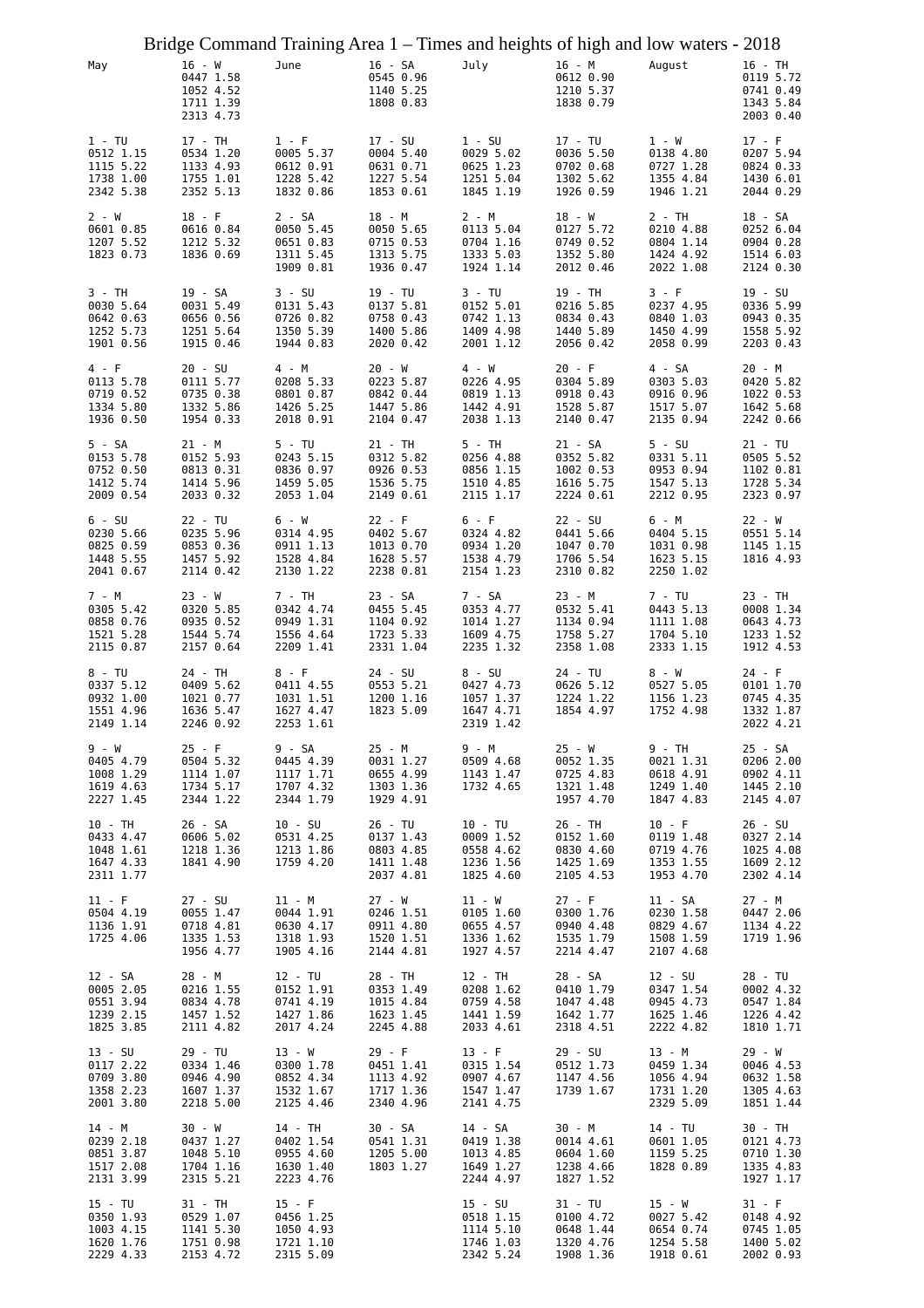# Bridge Command Training Area 1 – Times and heights of high and low waters - 2018

| May | | June | | July | | August | |
|---|---|---|---|---|---|---|---|
| | 16 - W<br>0447 1.58<br>1052 4.52<br>1711 1.39<br>2313 4.73 | | 16 - SA<br>0545 0.96<br>1140 5.25<br>1808 0.83 | | 16 - M<br>0612 0.90<br>1210 5.37<br>1838 0.79 | | 16 - TH<br>0119 5.72<br>0741 0.49<br>1343 5.84<br>2003 0.40 |
| 1 - TU<br>0512 1.15<br>1115 5.22<br>1738 1.00<br>2342 5.38 | 17 - TH<br>0534 1.20<br>1133 4.93<br>1755 1.01<br>2352 5.13 | 1 - F<br>0005 5.37<br>0612 0.91<br>1228 5.42<br>1832 0.86 | 17 - SU<br>0004 5.40<br>0631 0.71<br>1227 5.54<br>1853 0.61 | 1 - SU<br>0029 5.02<br>0625 1.23<br>1251 5.04<br>1845 1.19 | 17 - TU<br>0036 5.50<br>0702 0.68<br>1302 5.62<br>1926 0.59 | 1 - W<br>0138 4.80<br>0727 1.28<br>1355 4.84<br>1946 1.21 | 17 - F<br>0207 5.94<br>0824 0.33<br>1430 6.01<br>2044 0.29 |
| 2 - W<br>0601 0.85<br>1207 5.52<br>1823 0.73 | 18 - F<br>0616 0.84<br>1212 5.32<br>1836 0.69 | 2 - SA<br>0050 5.45<br>0651 0.83<br>1311 5.45<br>1909 0.81 | 18 - M<br>0050 5.65<br>0715 0.53<br>1313 5.75<br>1936 0.47 | 2 - M<br>0113 5.04<br>0704 1.16<br>1333 5.03<br>1924 1.14 | 18 - W<br>0127 5.72<br>0749 0.52<br>1352 5.80<br>2012 0.46 | 2 - TH<br>0210 4.88<br>0804 1.14<br>1424 4.92<br>2022 1.08 | 18 - SA<br>0252 6.04<br>0904 0.28<br>1514 6.03<br>2124 0.30 |
| 3 - TH<br>0030 5.64<br>0642 0.63<br>1252 5.73<br>1901 0.56 | 19 - SA<br>0031 5.49<br>0656 0.56<br>1251 5.64<br>1915 0.46 | 3 - SU<br>0131 5.43<br>0726 0.82<br>1350 5.39<br>1944 0.83 | 19 - TU<br>0137 5.81<br>0758 0.43<br>1400 5.86<br>2020 0.42 | 3 - TU<br>0152 5.01<br>0742 1.13<br>1409 4.98<br>2001 1.12 | 19 - TH<br>0216 5.85<br>0834 0.43<br>1440 5.89<br>2056 0.42 | 3 - F<br>0237 4.95<br>0840 1.03<br>1450 4.99<br>2058 0.99 | 19 - SU<br>0336 5.99<br>0943 0.35<br>1558 5.92<br>2203 0.43 |
| 4 - F<br>0113 5.78<br>0719 0.52<br>1334 5.80<br>1936 0.50 | 20 - SU<br>0111 5.77<br>0735 0.38<br>1332 5.86<br>1954 0.33 | 4 - M<br>0208 5.33<br>0801 0.87<br>1426 5.25<br>2018 0.91 | 20 - W<br>0223 5.87<br>0842 0.44<br>1447 5.86<br>2104 0.47 | 4 - W<br>0226 4.95<br>0819 1.13<br>1442 4.91<br>2038 1.13 | 20 - F<br>0304 5.89<br>0918 0.43<br>1528 5.87<br>2140 0.47 | 4 - SA<br>0303 5.03<br>0916 0.96<br>1517 5.07<br>2135 0.94 | 20 - M<br>0420 5.82<br>1022 0.53<br>1642 5.68<br>2242 0.66 |
| 5 - SA<br>0153 5.78<br>0752 0.50<br>1412 5.74<br>2009 0.54 | 21 - M<br>0152 5.93<br>0813 0.31<br>1414 5.96<br>2033 0.32 | 5 - TU<br>0243 5.15<br>0836 0.97<br>1459 5.05<br>2053 1.04 | 21 - TH<br>0312 5.82<br>0926 0.53<br>1536 5.75<br>2149 0.61 | 5 - TH<br>0256 4.88<br>0856 1.15<br>1510 4.85<br>2115 1.17 | 21 - SA<br>0352 5.82<br>1002 0.53<br>1616 5.75<br>2224 0.61 | 5 - SU<br>0331 5.11<br>0953 0.94<br>1547 5.13<br>2212 0.95 | 21 - TU<br>0505 5.52<br>1102 0.81<br>1728 5.34<br>2323 0.97 |
| 6 - SU<br>0230 5.66<br>0825 0.59<br>1448 5.55<br>2041 0.67 | 22 - TU<br>0235 5.96<br>0853 0.36<br>1457 5.92<br>2114 0.42 | 6 - W<br>0314 4.95<br>0911 1.13<br>1528 4.84<br>2130 1.22 | 22 - F<br>0402 5.67<br>1013 0.70<br>1628 5.57<br>2238 0.81 | 6 - F<br>0324 4.82<br>0934 1.20<br>1538 4.79<br>2154 1.23 | 22 - SU<br>0441 5.66<br>1047 0.70<br>1706 5.54<br>2310 0.82 | 6 - M<br>0404 5.15<br>1031 0.98<br>1623 5.15<br>2250 1.02 | 22 - W<br>0551 5.14<br>1145 1.15<br>1816 4.93 |
| 7 - M<br>0305 5.42<br>0858 0.76<br>1521 5.28<br>2115 0.87 | 23 - W<br>0320 5.85<br>0935 0.52<br>1544 5.74<br>2157 0.64 | 7 - TH<br>0342 4.74<br>0949 1.31<br>1556 4.64<br>2209 1.41 | 23 - SA<br>0455 5.45<br>1104 0.92<br>1723 5.33<br>2331 1.04 | 7 - SA<br>0353 4.77<br>1014 1.27<br>1609 4.75<br>2235 1.32 | 23 - M<br>0532 5.41<br>1134 0.94<br>1758 5.27<br>2358 1.08 | 7 - TU<br>0443 5.13<br>1111 1.08<br>1704 5.10<br>2333 1.15 | 23 - TH<br>0008 1.34<br>0643 4.73<br>1233 1.52<br>1912 4.53 |
| 8 - TU<br>0337 5.12<br>0932 1.00<br>1551 4.96<br>2149 1.14 | 24 - TH<br>0409 5.62<br>1021 0.77<br>1636 5.47<br>2246 0.92 | 8 - F<br>0411 4.55<br>1031 1.51<br>1627 4.47<br>2253 1.61 | 24 - SU<br>0553 5.21<br>1200 1.16<br>1823 5.09 | 8 - SU<br>0427 4.73<br>1057 1.37<br>1647 4.71<br>2319 1.42 | 24 - TU<br>0626 5.12<br>1224 1.22<br>1854 4.97 | 8 - W<br>0527 5.05<br>1156 1.23<br>1752 4.98 | 24 - F<br>0101 1.70<br>0745 4.35<br>1332 1.87<br>2022 4.21 |
| 9 - W<br>0405 4.79<br>1008 1.29<br>1619 4.63<br>2227 1.45 | 25 - F<br>0504 5.32<br>1114 1.07<br>1734 5.17<br>2344 1.22 | 9 - SA<br>0445 4.39<br>1117 1.71<br>1707 4.32<br>2344 1.79 | 25 - M<br>0031 1.27<br>0655 4.99<br>1303 1.36<br>1929 4.91 | 9 - M<br>0509 4.68<br>1143 1.47<br>1732 4.65 | 25 - W<br>0052 1.35<br>0725 4.83<br>1321 1.48<br>1957 4.70 | 9 - TH<br>0021 1.31<br>0618 4.91<br>1249 1.40<br>1847 4.83 | 25 - SA<br>0206 2.00<br>0902 4.11<br>1445 2.10<br>2145 4.07 |
| 10 - TH<br>0433 4.47<br>1048 1.61<br>1647 4.33<br>2311 1.77 | 26 - SA<br>0606 5.02<br>1218 1.36<br>1841 4.90 | 10 - SU<br>0531 4.25<br>1213 1.86<br>1759 4.20 | 26 - TU<br>0137 1.43<br>0803 4.85<br>1411 1.48<br>2037 4.81 | 10 - TU<br>0009 1.52<br>0558 4.62<br>1236 1.56<br>1825 4.60 | 26 - TH<br>0152 1.60<br>0830 4.60<br>1425 1.69<br>2105 4.53 | 10 - F<br>0119 1.48<br>0719 4.76<br>1353 1.55<br>1953 4.70 | 26 - SU<br>0327 2.14<br>1025 4.08<br>1609 2.12<br>2302 4.14 |
| 11 - F<br>0504 4.19<br>1136 1.91<br>1725 4.06 | 27 - SU<br>0055 1.47<br>0718 4.81<br>1335 1.53<br>1956 4.77 | 11 - M<br>0044 1.91<br>0630 4.17<br>1318 1.93<br>1905 4.16 | 27 - W<br>0246 1.51<br>0911 4.80<br>1520 1.51<br>2144 4.81 | 11 - W<br>0105 1.60<br>0655 4.57<br>1336 1.62<br>1927 4.57 | 27 - F<br>0300 1.76<br>0940 4.48<br>1535 1.79<br>2214 4.47 | 11 - SA<br>0230 1.58<br>0829 4.67<br>1508 1.59<br>2107 4.68 | 27 - M<br>0447 2.06<br>1134 4.22<br>1719 1.96 |
| 12 - SA<br>0005 2.05<br>0551 3.94<br>1239 2.15<br>1825 3.85 | 28 - M<br>0216 1.55<br>0834 4.78<br>1457 1.52<br>2111 4.82 | 12 - TU<br>0152 1.91<br>0741 4.19<br>1427 1.86<br>2017 4.24 | 28 - TH<br>0353 1.49<br>1015 4.84<br>1623 1.45<br>2245 4.88 | 12 - TH<br>0208 1.62<br>0759 4.58<br>1441 1.59<br>2033 4.61 | 28 - SA<br>0410 1.79<br>1047 4.48<br>1642 1.77<br>2318 4.51 | 12 - SU<br>0347 1.54<br>0945 4.73<br>1625 1.46<br>2222 4.82 | 28 - TU<br>0002 4.32<br>0547 1.84<br>1226 4.42<br>1810 1.71 |
| 13 - SU<br>0117 2.22<br>0709 3.80<br>1358 2.23<br>2001 3.80 | 29 - TU<br>0334 1.46<br>0946 4.90<br>1607 1.37<br>2218 5.00 | 13 - W<br>0300 1.78<br>0852 4.34<br>1532 1.67<br>2125 4.46 | 29 - F<br>0451 1.41<br>1113 4.92<br>1717 1.36<br>2340 4.96 | 13 - F<br>0315 1.54<br>0907 4.67<br>1547 1.47<br>2141 4.75 | 29 - SU<br>0512 1.73<br>1147 4.56<br>1739 1.67 | 13 - M<br>0459 1.34<br>1056 4.94<br>1731 1.20<br>2329 5.09 | 29 - W<br>0046 4.53<br>0632 1.58<br>1305 4.63<br>1851 1.44 |
| 14 - M<br>0239 2.18<br>0851 3.87<br>1517 2.08<br>2131 3.99 | 30 - W<br>0437 1.27<br>1048 5.10<br>1704 1.16<br>2315 5.21 | 14 - TH<br>0402 1.54<br>0955 4.60<br>1630 1.40<br>2223 4.76 | 30 - SA<br>0541 1.31<br>1205 5.00<br>1803 1.27 | 14 - SA<br>0419 1.38<br>1013 4.85<br>1649 1.27<br>2244 4.97 | 30 - M<br>0014 4.61<br>0604 1.60<br>1238 4.66<br>1827 1.52 | 14 - TU<br>0601 1.05<br>1159 5.25<br>1828 0.89 | 30 - TH<br>0121 4.73<br>0710 1.30<br>1335 4.83<br>1927 1.17 |
| 15 - TU<br>0350 1.93<br>1003 4.15<br>1620 1.76<br>2229 4.33 | 31 - TH<br>0529 1.07<br>1141 5.30<br>1751 0.98<br>2153 4.72 | 15 - F<br>0456 1.25<br>1050 4.93<br>1721 1.10<br>2315 5.09 | | 15 - SU<br>0518 1.15<br>1114 5.10<br>1746 1.03<br>2342 5.24 | 31 - TU<br>0100 4.72<br>0648 1.44<br>1320 4.76<br>1908 1.36 | 15 - W<br>0027 5.42<br>0654 0.74<br>1254 5.58<br>1918 0.61 | 31 - F<br>0148 4.92<br>0745 1.05<br>1400 5.02<br>2002 0.93 |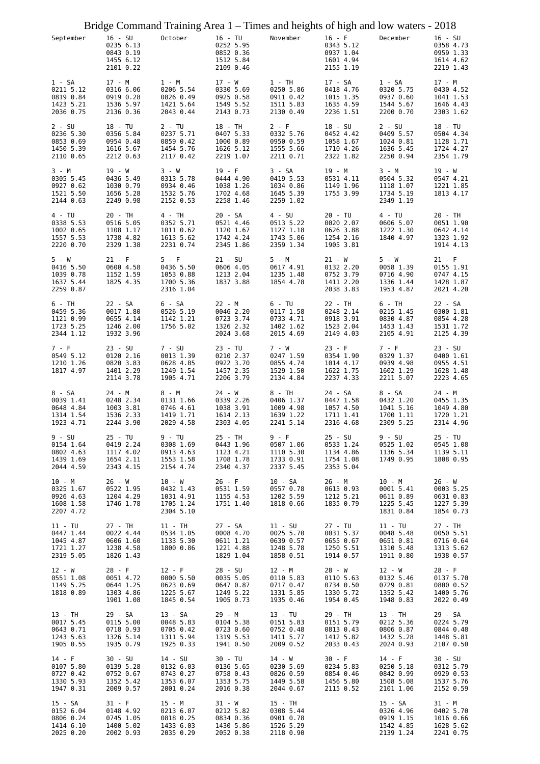# Bridge Command Training Area 1 – Times and heights of high and low waters - 2018

| September | | October | | November | | December | |
|---|---|---|---|---|---|---|---|
| | 16 - SU<br>0235 6.13<br>0843 0.19<br>1455 6.12<br>2101 0.22 | | 16 - TU<br>0252 5.95<br>0852 0.36<br>1512 5.84<br>2109 0.46 | | 16 - F<br>0343 5.12<br>0937 1.04<br>1601 4.94<br>2155 1.19 | | 16 - SU<br>0358 4.73<br>0959 1.33<br>1614 4.62<br>2219 1.43 |
| 1 - SA<br>0211 5.12<br>0819 0.84<br>1423 5.21<br>2036 0.75 | 17 - M<br>0316 6.06<br>0919 0.28<br>1536 5.97<br>2136 0.36 | 1 - M<br>0206 5.54<br>0826 0.49<br>1421 5.64<br>2043 0.44 | 17 - W<br>0330 5.69<br>0925 0.58<br>1549 5.52<br>2143 0.73 | 1 - TH<br>0250 5.86<br>0911 0.42<br>1511 5.83<br>2130 0.49 | 17 - SA<br>0418 4.76<br>1015 1.35<br>1635 4.59<br>2236 1.51 | 1 - SA<br>0320 5.75<br>0937 0.60<br>1544 5.67<br>2200 0.70 | 17 - M<br>0430 4.52<br>1041 1.53<br>1646 4.43<br>2303 1.62 |
| 2 - SU<br>0236 5.30<br>0853 0.69<br>1450 5.39<br>2110 0.65 | 18 - TU<br>0356 5.84<br>0954 0.48<br>1616 5.67<br>2212 0.63 | 2 - TU<br>0237 5.71<br>0859 0.42<br>1454 5.76<br>2117 0.42 | 18 - TH<br>0407 5.33<br>1000 0.89<br>1626 5.12<br>2219 1.07 | 2 - F<br>0332 5.76<br>0950 0.59<br>1555 5.66<br>2211 0.71 | 18 - SU<br>0452 4.42<br>1058 1.67<br>1710 4.26<br>2322 1.82 | 2 - SU<br>0409 5.57<br>1024 0.81<br>1636 5.45<br>2250 0.94 | 18 - TU<br>0504 4.34<br>1128 1.71<br>1724 4.27<br>2354 1.79 |
| 3 - M<br>0305 5.45<br>0927 0.62<br>1521 5.50<br>2144 0.63 | 19 - W<br>0436 5.49<br>1030 0.79<br>1656 5.28<br>2249 0.98 | 3 - W<br>0313 5.78<br>0934 0.46<br>1532 5.76<br>2152 0.53 | 19 - F<br>0444 4.90<br>1038 1.26<br>1702 4.68<br>2258 1.46 | 3 - SA<br>0419 5.53<br>1034 0.86<br>1645 5.39<br>2259 1.02 | 19 - M<br>0531 4.11<br>1149 1.96<br>1755 3.99 | 3 - M<br>0504 5.32<br>1118 1.07<br>1734 5.19<br>2349 1.19 | 19 - W<br>0547 4.21<br>1221 1.85<br>1813 4.17 |
| 4 - TU<br>0338 5.53<br>1002 0.65<br>1557 5.53<br>2220 0.70 | 20 - TH<br>0516 5.05<br>1108 1.17<br>1738 4.82<br>2329 1.38 | 4 - TH<br>0352 5.71<br>1011 0.62<br>1613 5.62<br>2231 0.74 | 20 - SA<br>0521 4.46<br>1120 1.67<br>1742 4.24<br>2345 1.86 | 4 - SU<br>0513 5.22<br>1127 1.18<br>1743 5.06<br>2359 1.34 | 20 - TU<br>0020 2.07<br>0626 3.88<br>1254 2.16<br>1905 3.81 | 4 - TU<br>0606 5.07<br>1222 1.30<br>1840 4.97 | 20 - TH<br>0051 1.90<br>0642 4.14<br>1323 1.92<br>1914 4.13 |
| 5 - W<br>0416 5.50<br>1039 0.78<br>1637 5.44<br>2259 0.87 | 21 - F<br>0600 4.58<br>1152 1.59<br>1825 4.35 | 5 - F<br>0436 5.50<br>1053 0.88<br>1700 5.36<br>2316 1.04 | 21 - SU<br>0606 4.05<br>1213 2.04<br>1837 3.88 | 5 - M<br>0617 4.91<br>1235 1.48<br>1854 4.78 | 21 - W<br>0132 2.20<br>0752 3.79<br>1411 2.20<br>2038 3.83 | 5 - W<br>0058 1.39<br>0716 4.90<br>1336 1.44<br>1953 4.87 | 21 - F<br>0155 1.91<br>0747 4.15<br>1428 1.87<br>2021 4.20 |
| 6 - TH<br>0459 5.36<br>1121 0.99<br>1723 5.25<br>2344 1.12 | 22 - SA<br>0017 1.80<br>0655 4.14<br>1246 2.00<br>1932 3.96 | 6 - SA<br>0526 5.19<br>1142 1.21<br>1756 5.02 | 22 - M<br>0046 2.20<br>0723 3.74<br>1326 2.32<br>2024 3.68 | 6 - TU<br>0117 1.58<br>0733 4.71<br>1402 1.62<br>2015 4.69 | 22 - TH<br>0248 2.14<br>0918 3.91<br>1523 2.04<br>2149 4.03 | 6 - TH<br>0215 1.45<br>0830 4.87<br>1453 1.43<br>2105 4.91 | 22 - SA<br>0300 1.81<br>0854 4.28<br>1531 1.72<br>2125 4.39 |
| 7 - F<br>0549 5.12<br>1210 1.26<br>1817 4.97 | 23 - SU<br>0120 2.16<br>0820 3.83<br>1401 2.29<br>2114 3.78 | 7 - SU<br>0013 1.39<br>0628 4.85<br>1249 1.54<br>1905 4.71 | 23 - TU<br>0210 2.37<br>0922 3.70<br>1457 2.35<br>2206 3.79 | 7 - W<br>0247 1.59<br>0855 4.74<br>1529 1.50<br>2134 4.84 | 23 - F<br>0354 1.90<br>1014 4.17<br>1622 1.75<br>2237 4.33 | 7 - F<br>0329 1.37<br>0939 4.98<br>1602 1.29<br>2211 5.07 | 23 - SU<br>0400 1.61<br>0955 4.51<br>1628 1.48<br>2223 4.65 |
| 8 - SA<br>0039 1.41<br>0648 4.84<br>1314 1.54<br>1923 4.71 | 24 - M<br>0248 2.34<br>1003 3.81<br>1536 2.33<br>2244 3.90 | 8 - M<br>0131 1.66<br>0746 4.61<br>1419 1.71<br>2029 4.58 | 24 - W<br>0339 2.26<br>1038 3.91<br>1614 2.13<br>2303 4.05 | 8 - TH<br>0406 1.37<br>1009 4.98<br>1639 1.22<br>2241 5.14 | 24 - SA<br>0447 1.58<br>1057 4.50<br>1711 1.41<br>2316 4.68 | 8 - SA<br>0432 1.20<br>1041 5.16<br>1700 1.11<br>2309 5.25 | 24 - M<br>0455 1.35<br>1049 4.80<br>1720 1.21<br>2314 4.96 |
| 9 - SU<br>0154 1.64<br>0802 4.63<br>1439 1.69<br>2044 4.59 | 25 - TU<br>0419 2.24<br>1117 4.02<br>1654 2.11<br>2343 4.15 | 9 - TU<br>0308 1.69<br>0913 4.63<br>1553 1.58<br>2154 4.74 | 25 - TH<br>0443 1.96<br>1123 4.21<br>1708 1.78<br>2340 4.37 | 9 - F<br>0507 1.06<br>1110 5.30<br>1733 0.91<br>2337 5.45 | 25 - SU<br>0533 1.24<br>1134 4.86<br>1754 1.08<br>2353 5.04 | 9 - SU<br>0525 1.02<br>1136 5.34<br>1749 0.95 | 25 - TU<br>0545 1.08<br>1139 5.11<br>1808 0.95 |
| 10 - M<br>0325 1.67<br>0926 4.63<br>1608 1.58<br>2207 4.72 | 26 - W<br>0522 1.95<br>1204 4.29<br>1746 1.78 | 10 - W<br>0432 1.43<br>1031 4.91<br>1705 1.24<br>2304 5.10 | 26 - F<br>0531 1.59<br>1155 4.53<br>1751 1.40 | 10 - SA<br>0557 0.78<br>1202 5.59<br>1818 0.66 | 26 - M<br>0615 0.93<br>1212 5.21<br>1835 0.79 | 10 - M<br>0001 5.41<br>0611 0.89<br>1225 5.45<br>1831 0.84 | 26 - W<br>0003 5.25<br>0631 0.83<br>1227 5.39<br>1854 0.73 |
| 11 - TU<br>0447 1.44<br>1045 4.87<br>1721 1.27<br>2319 5.05 | 27 - TH<br>0022 4.44<br>0606 1.60<br>1238 4.58<br>1826 1.43 | 11 - TH<br>0534 1.05<br>1133 5.30<br>1800 0.86 | 27 - SA<br>0008 4.70<br>0611 1.21<br>1221 4.88<br>1829 1.04 | 11 - SU<br>0025 5.70<br>0639 0.57<br>1248 5.78<br>1858 0.51 | 27 - TU<br>0031 5.37<br>0655 0.67<br>1250 5.51<br>1914 0.57 | 11 - TU<br>0048 5.48<br>0651 0.81<br>1310 5.48<br>1911 0.80 | 27 - TH<br>0050 5.51<br>0716 0.64<br>1313 5.62<br>1938 0.57 |
| 12 - W<br>0551 1.08<br>1149 5.25<br>1818 0.89 | 28 - F<br>0051 4.72<br>0644 1.25<br>1303 4.86<br>1901 1.08 | 12 - F<br>0000 5.50<br>0623 0.69<br>1225 5.67<br>1845 0.54 | 28 - SU<br>0035 5.05<br>0647 0.87<br>1249 5.22<br>1905 0.73 | 12 - M<br>0110 5.83<br>0717 0.47<br>1331 5.85<br>1935 0.46 | 28 - W<br>0110 5.63<br>0734 0.50<br>1330 5.72<br>1954 0.45 | 12 - W<br>0132 5.46<br>0729 0.81<br>1352 5.42<br>1948 0.83 | 28 - F<br>0137 5.70<br>0800 0.52<br>1400 5.76<br>2022 0.49 |
| 13 - TH<br>0017 5.45<br>0643 0.71<br>1243 5.63<br>1905 0.55 | 29 - SA<br>0115 5.00<br>0718 0.93<br>1326 5.14<br>1935 0.79 | 13 - SA<br>0048 5.83<br>0705 0.42<br>1311 5.94<br>1925 0.33 | 29 - M<br>0104 5.38<br>0723 0.60<br>1319 5.53<br>1941 0.50 | 13 - TU<br>0151 5.83<br>0752 0.48<br>1411 5.77<br>2009 0.52 | 29 - TH<br>0151 5.79<br>0813 0.43<br>1412 5.82<br>2033 0.43 | 13 - TH<br>0212 5.36<br>0806 0.87<br>1432 5.28<br>2024 0.93 | 29 - SA<br>0224 5.79<br>0844 0.48<br>1448 5.81<br>2107 0.50 |
| 14 - F<br>0107 5.80<br>0727 0.42<br>1330 5.93<br>1947 0.31 | 30 - SU<br>0139 5.28<br>0752 0.67<br>1352 5.42<br>2009 0.57 | 14 - SU<br>0132 6.03<br>0743 0.27<br>1353 6.07<br>2001 0.24 | 30 - TU<br>0136 5.65<br>0758 0.43<br>1353 5.75<br>2016 0.38 | 14 - W<br>0230 5.69<br>0826 0.59<br>1449 5.58<br>2044 0.67 | 30 - F<br>0234 5.83<br>0854 0.46<br>1456 5.80<br>2115 0.52 | 14 - F<br>0250 5.18<br>0842 0.99<br>1508 5.08<br>2101 1.06 | 30 - SU<br>0312 5.79<br>0929 0.53<br>1537 5.76<br>2152 0.59 |
| 15 - SA<br>0152 6.04<br>0806 0.24<br>1414 6.10<br>2025 0.20 | 31 - F<br>0148 4.92<br>0745 1.05<br>1400 5.02<br>2002 0.93 | 15 - M<br>0213 6.07<br>0818 0.25<br>1433 6.03<br>2035 0.29 | 31 - W<br>0212 5.82<br>0834 0.36<br>1430 5.86<br>2052 0.38 | 15 - TH<br>0308 5.44<br>0901 0.78<br>1526 5.29<br>2118 0.90 | | 15 - SA<br>0326 4.96<br>0919 1.15<br>1542 4.85<br>2139 1.24 | 31 - M<br>0402 5.70<br>1016 0.66<br>1628 5.62<br>2241 0.75 |